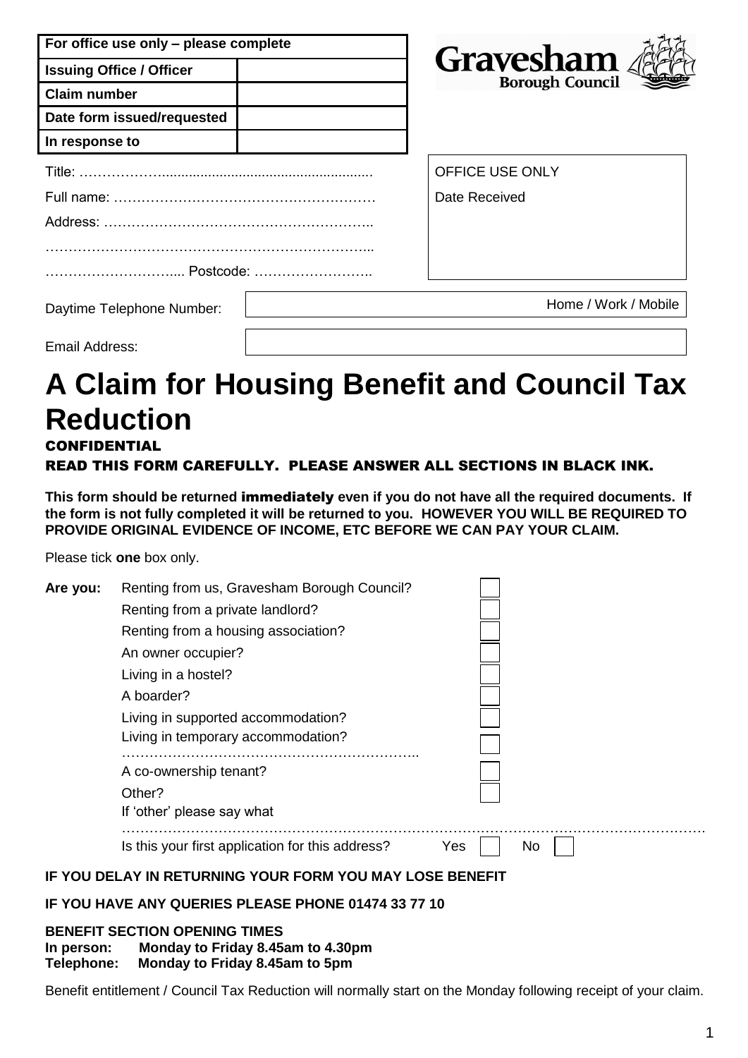| For office use only – please complete | |
|---|---|
| Issuing Office / Officer | |
| Claim number | |
| Date form issued/requested | |
| In response to | |

Gravesham Borough Council

Title: ………………………………………………………….

Full name: ………………………………………………….

Address: …………………………………………………..

…………………………………………………………….

………………………... Postcode: ……………………..

| OFFICE USE ONLY |
|---|
| Date Received |

Daytime Telephone Number: Home / Work / Mobile

Email Address:

# A Claim for Housing Benefit and Council Tax Reduction

**CONFIDENTIAL**

**READ THIS FORM CAREFULLY. PLEASE ANSWER ALL SECTIONS IN BLACK INK.**

**This form should be returned immediately even if you do not have all the required documents. If the form is not fully completed it will be returned to you. HOWEVER YOU WILL BE REQUIRED TO PROVIDE ORIGINAL EVIDENCE OF INCOME, ETC BEFORE WE CAN PAY YOUR CLAIM.**

Please tick **one** box only.

**Are you:**

- Renting from us, Gravesham Borough Council? ☐
- Renting from a private landlord? ☐
- Renting from a housing association? ☐
- An owner occupier? ☐
- Living in a hostel? ☐
- A boarder? ☐
- Living in supported accommodation? ☐
- Living in temporary accommodation? ☐

  ………………………………………………………..
- A co-ownership tenant? ☐
- Other? ☐

  If 'other' please say what

  ……………………………………………………………………………………………………………

Is this your first application for this address? Yes ☐ No ☐

**IF YOU DELAY IN RETURNING YOUR FORM YOU MAY LOSE BENEFIT**

**IF YOU HAVE ANY QUERIES PLEASE PHONE 01474 33 77 10**

**BENEFIT SECTION OPENING TIMES**
**In person: Monday to Friday 8.45am to 4.30pm**
**Telephone: Monday to Friday 8.45am to 5pm**

Benefit entitlement / Council Tax Reduction will normally start on the Monday following receipt of your claim.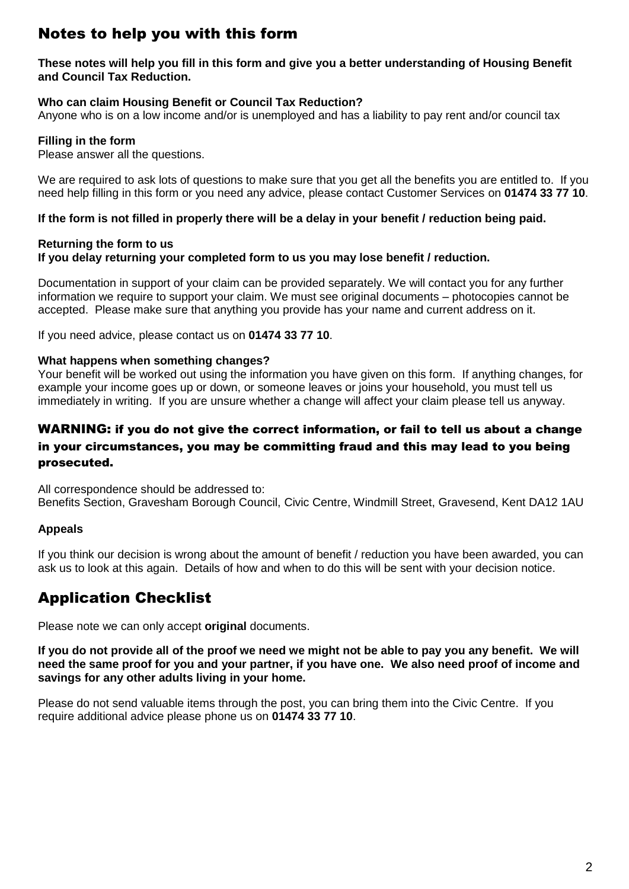## Notes to help you with this form

**These notes will help you fill in this form and give you a better understanding of Housing Benefit and Council Tax Reduction.**

**Who can claim Housing Benefit or Council Tax Reduction?**
Anyone who is on a low income and/or is unemployed and has a liability to pay rent and/or council tax

**Filling in the form**
Please answer all the questions.

We are required to ask lots of questions to make sure that you get all the benefits you are entitled to. If you need help filling in this form or you need any advice, please contact Customer Services on **01474 33 77 10**.

**If the form is not filled in properly there will be a delay in your benefit / reduction being paid.**

**Returning the form to us**
**If you delay returning your completed form to us you may lose benefit / reduction.**

Documentation in support of your claim can be provided separately. We will contact you for any further information we require to support your claim. We must see original documents – photocopies cannot be accepted. Please make sure that anything you provide has your name and current address on it.

If you need advice, please contact us on **01474 33 77 10**.

**What happens when something changes?**
Your benefit will be worked out using the information you have given on this form. If anything changes, for example your income goes up or down, or someone leaves or joins your household, you must tell us immediately in writing. If you are unsure whether a change will affect your claim please tell us anyway.

**WARNING: if you do not give the correct information, or fail to tell us about a change in your circumstances, you may be committing fraud and this may lead to you being prosecuted.**

All correspondence should be addressed to:
Benefits Section, Gravesham Borough Council, Civic Centre, Windmill Street, Gravesend, Kent DA12 1AU

**Appeals**

If you think our decision is wrong about the amount of benefit / reduction you have been awarded, you can ask us to look at this again. Details of how and when to do this will be sent with your decision notice.

## Application Checklist

Please note we can only accept **original** documents.

**If you do not provide all of the proof we need we might not be able to pay you any benefit. We will need the same proof for you and your partner, if you have one. We also need proof of income and savings for any other adults living in your home.**

Please do not send valuable items through the post, you can bring them into the Civic Centre. If you require additional advice please phone us on **01474 33 77 10**.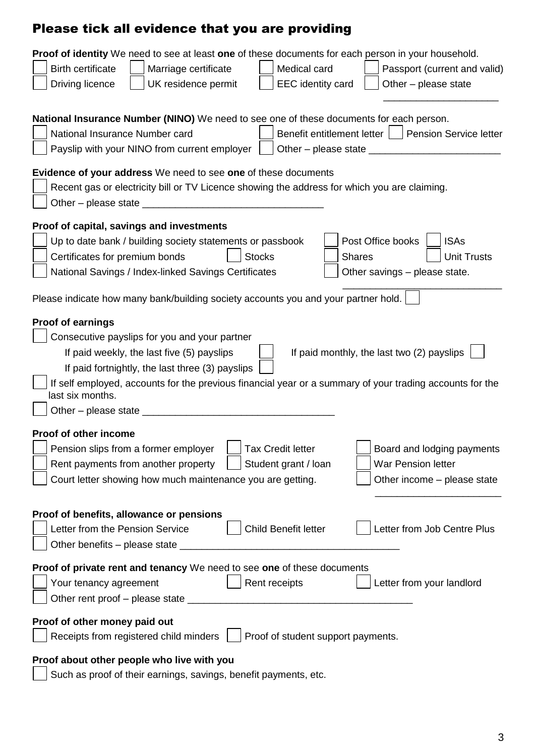## Please tick all evidence that you are providing

**Proof of identity** We need to see at least **one** of these documents for each person in your household.

- [ ] Birth certificate
- [ ] Marriage certificate
- [ ] Medical card
- [ ] Passport (current and valid)
- [ ] Driving licence
- [ ] UK residence permit
- [ ] EEC identity card
- [ ] Other – please state ____________________

**National Insurance Number (NINO)** We need to see one of these documents for each person.

- [ ] National Insurance Number card
- [ ] Benefit entitlement letter
- [ ] Pension Service letter
- [ ] Payslip with your NINO from current employer
- [ ] Other – please state ____________________

**Evidence of your address** We need to see **one** of these documents

- [ ] Recent gas or electricity bill or TV Licence showing the address for which you are claiming.
- [ ] Other – please state ____________________

**Proof of capital, savings and investments**

- [ ] Up to date bank / building society statements or passbook
- [ ] Post Office books
- [ ] ISAs
- [ ] Certificates for premium bonds
- [ ] Stocks
- [ ] Shares
- [ ] Unit Trusts
- [ ] National Savings / Index-linked Savings Certificates
- [ ] Other savings – please state. ____________________

Please indicate how many bank/building society accounts you and your partner hold. [ ]

**Proof of earnings**

- [ ] Consecutive payslips for you and your partner
  - If paid weekly, the last five (5) payslips [ ]
  - If paid monthly, the last two (2) payslips [ ]
  - If paid fortnightly, the last three (3) payslips [ ]
- [ ] If self employed, accounts for the previous financial year or a summary of your trading accounts for the last six months.
- [ ] Other – please state ____________________

**Proof of other income**

- [ ] Pension slips from a former employer
- [ ] Tax Credit letter
- [ ] Board and lodging payments
- [ ] Rent payments from another property
- [ ] Student grant / loan
- [ ] War Pension letter
- [ ] Court letter showing how much maintenance you are getting.
- [ ] Other income – please state ____________________

**Proof of benefits, allowance or pensions**

- [ ] Letter from the Pension Service
- [ ] Child Benefit letter
- [ ] Letter from Job Centre Plus
- [ ] Other benefits – please state ____________________

**Proof of private rent and tenancy** We need to see **one** of these documents

- [ ] Your tenancy agreement
- [ ] Rent receipts
- [ ] Letter from your landlord
- [ ] Other rent proof – please state ____________________

**Proof of other money paid out**

- [ ] Receipts from registered child minders
- [ ] Proof of student support payments.

**Proof about other people who live with you**

- [ ] Such as proof of their earnings, savings, benefit payments, etc.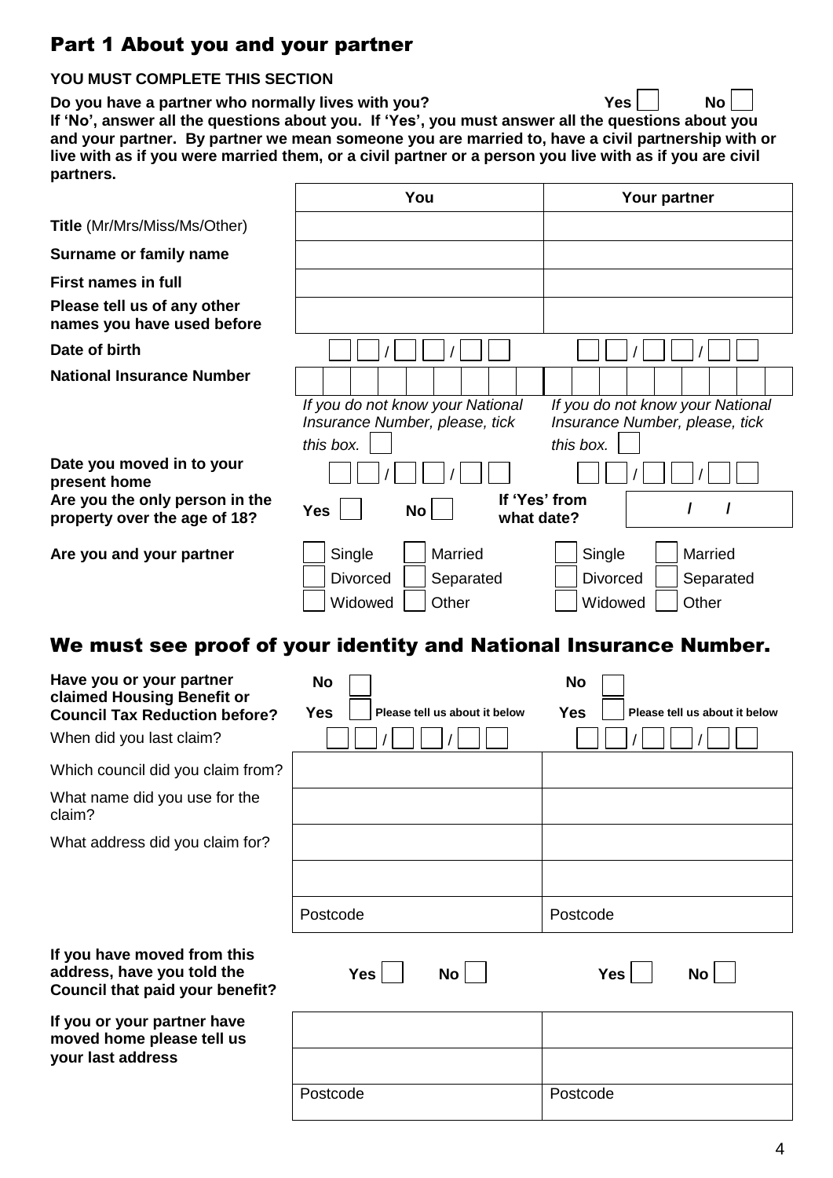## Part 1 About you and your partner

**YOU MUST COMPLETE THIS SECTION**

**Do you have a partner who normally lives with you?** **Yes** ☐ **No** ☐

**If 'No', answer all the questions about you. If 'Yes', you must answer all the questions about you and your partner. By partner we mean someone you are married to, have a civil partnership with or live with as if you were married them, or a civil partner or a person you live with as if you are civil partners.**

| | You | Your partner |
|---|---|---|
| **Title** (Mr/Mrs/Miss/Ms/Other) | | |
| **Surname or family name** | | |
| **First names in full** | | |
| **Please tell us of any other names you have used before** | | |
| **Date of birth** | ☐☐ / ☐☐ / ☐☐ | ☐☐ / ☐☐ / ☐☐ |
| **National Insurance Number** | ☐☐☐☐☐☐☐☐☐ | ☐☐☐☐☐☐☐☐☐ |
| | *If you do not know your National Insurance Number, please, tick this box.* ☐ | *If you do not know your National Insurance Number, please, tick this box.* ☐ |
| **Date you moved in to your present home** | ☐☐ / ☐☐ / ☐☐ | ☐☐ / ☐☐ / ☐☐ |
| **Are you the only person in the property over the age of 18?** | **Yes** ☐ **No** ☐ | **If 'Yes' from what date?** / / |
| **Are you and your partner** | ☐ Single ☐ Married ☐ Divorced ☐ Separated ☐ Widowed ☐ Other | ☐ Single ☐ Married ☐ Divorced ☐ Separated ☐ Widowed ☐ Other |

## We must see proof of your identity and National Insurance Number.

| | You | Your partner |
|---|---|---|
| **Have you or your partner claimed Housing Benefit or Council Tax Reduction before?** | **No** ☐ **Yes** ☐ **Please tell us about it below** | **No** ☐ **Yes** ☐ **Please tell us about it below** |
| When did you last claim? | ☐☐ / ☐☐ / ☐☐ | ☐☐ / ☐☐ / ☐☐ |
| Which council did you claim from? | | |
| What name did you use for the claim? | | |
| What address did you claim for? | | |
| | | |
| | Postcode | Postcode |
| **If you have moved from this address, have you told the Council that paid your benefit?** | **Yes** ☐ **No** ☐ | **Yes** ☐ **No** ☐ |
| **If you or your partner have moved home please tell us your last address** | | |
| | | |
| | Postcode | Postcode |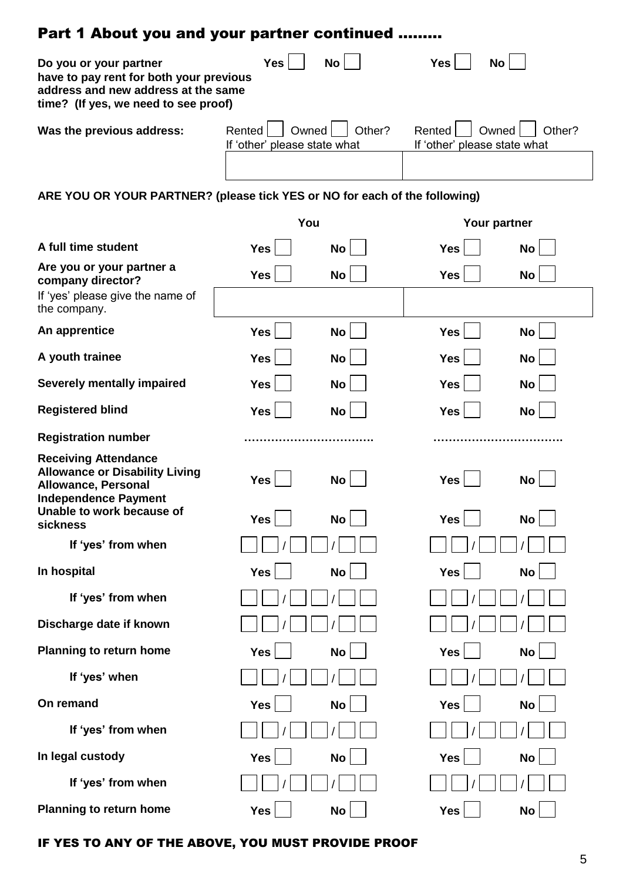## Part 1 About you and your partner continued .........

| | You | | Your partner | |
|---|---|---|---|---|
| **Do you or your partner have to pay rent for both your previous address and new address at the same time? (If yes, we need to see proof)** | **Yes** ☐ | **No** ☐ | **Yes** ☐ | **No** ☐ |
| **Was the previous address:** | Rented ☐ Owned ☐ Other? If 'other' please state what | | Rented ☐ Owned ☐ Other? If 'other' please state what | |

**ARE YOU OR YOUR PARTNER? (please tick YES or NO for each of the following)**

| | You | | Your partner | |
|---|---|---|---|---|
| **A full time student** | **Yes** ☐ | **No** ☐ | **Yes** ☐ | **No** ☐ |
| **Are you or your partner a company director?** | **Yes** ☐ | **No** ☐ | **Yes** ☐ | **No** ☐ |
| If 'yes' please give the name of the company. | | | | |
| **An apprentice** | **Yes** ☐ | **No** ☐ | **Yes** ☐ | **No** ☐ |
| **A youth trainee** | **Yes** ☐ | **No** ☐ | **Yes** ☐ | **No** ☐ |
| **Severely mentally impaired** | **Yes** ☐ | **No** ☐ | **Yes** ☐ | **No** ☐ |
| **Registered blind** | **Yes** ☐ | **No** ☐ | **Yes** ☐ | **No** ☐ |
| **Registration number** | ……………………………. | | ……………………………. | |
| **Receiving Attendance Allowance or Disability Living Allowance, Personal Independence Payment** | **Yes** ☐ | **No** ☐ | **Yes** ☐ | **No** ☐ |
| **Unable to work because of sickness** | **Yes** ☐ | **No** ☐ | **Yes** ☐ | **No** ☐ |
| **If 'yes' from when** | __ __ / __ __ / __ __ | | __ __ / __ __ / __ __ | |
| **In hospital** | **Yes** ☐ | **No** ☐ | **Yes** ☐ | **No** ☐ |
| **If 'yes' from when** | __ __ / __ __ / __ __ | | __ __ / __ __ / __ __ | |
| **Discharge date if known** | __ __ / __ __ / __ __ | | __ __ / __ __ / __ __ | |
| **Planning to return home** | **Yes** ☐ | **No** ☐ | **Yes** ☐ | **No** ☐ |
| **If 'yes' when** | __ __ / __ __ / __ __ | | __ __ / __ __ / __ __ | |
| **On remand** | **Yes** ☐ | **No** ☐ | **Yes** ☐ | **No** ☐ |
| **If 'yes' from when** | __ __ / __ __ / __ __ | | __ __ / __ __ / __ __ | |
| **In legal custody** | **Yes** ☐ | **No** ☐ | **Yes** ☐ | **No** ☐ |
| **If 'yes' from when** | __ __ / __ __ / __ __ | | __ __ / __ __ / __ __ | |
| **Planning to return home** | **Yes** ☐ | **No** ☐ | **Yes** ☐ | **No** ☐ |

**IF YES TO ANY OF THE ABOVE, YOU MUST PROVIDE PROOF**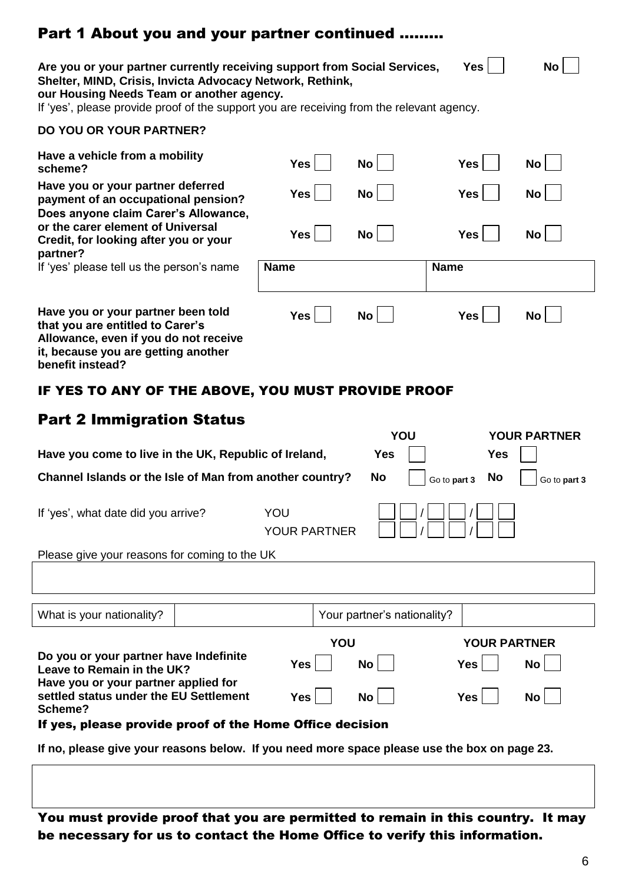## Part 1 About you and your partner continued .........

**Are you or your partner currently receiving support from Social Services, Shelter, MIND, Crisis, Invicta Advocacy Network, Rethink, our Housing Needs Team or another agency.** Yes ☐ No ☐

If 'yes', please provide proof of the support you are receiving from the relevant agency.

**DO YOU OR YOUR PARTNER?**

| | | | | |
|---|---|---|---|---|
| **Have a vehicle from a mobility scheme?** | **Yes** ☐ | **No** ☐ | **Yes** ☐ | **No** ☐ |
| **Have you or your partner deferred payment of an occupational pension?** | **Yes** ☐ | **No** ☐ | **Yes** ☐ | **No** ☐ |
| **Does anyone claim Carer's Allowance, or the carer element of Universal Credit, for looking after you or your partner?** | **Yes** ☐ | **No** ☐ | **Yes** ☐ | **No** ☐ |
| If 'yes' please tell us the person's name | **Name** | | **Name** | |
| **Have you or your partner been told that you are entitled to Carer's Allowance, even if you do not receive it, because you are getting another benefit instead?** | **Yes** ☐ | **No** ☐ | **Yes** ☐ | **No** ☐ |

### IF YES TO ANY OF THE ABOVE, YOU MUST PROVIDE PROOF

## Part 2 Immigration Status

| | YOU | YOUR PARTNER |
|---|---|---|
| **Have you come to live in the UK, Republic of Ireland, Channel Islands or the Isle of Man from another country?** | **Yes** ☐ **No** ☐ Go to **part 3** | **Yes** ☐ **No** ☐ Go to **part 3** |

If 'yes', what date did you arrive?

YOU ☐☐ / ☐☐ / ☐☐

YOUR PARTNER ☐☐ / ☐☐ / ☐☐

Please give your reasons for coming to the UK

| |
|---|
| |

| What is your nationality? | | Your partner's nationality? | |
|---|---|---|---|

| | YOU | | YOUR PARTNER | |
|---|---|---|---|---|
| **Do you or your partner have Indefinite Leave to Remain in the UK?** | **Yes** ☐ | **No** ☐ | **Yes** ☐ | **No** ☐ |
| **Have you or your partner applied for settled status under the EU Settlement Scheme?** | **Yes** ☐ | **No** ☐ | **Yes** ☐ | **No** ☐ |

### If yes, please provide proof of the Home Office decision

**If no, please give your reasons below. If you need more space please use the box on page 23.**

| |
|---|
| |

### You must provide proof that you are permitted to remain in this country. It may be necessary for us to contact the Home Office to verify this information.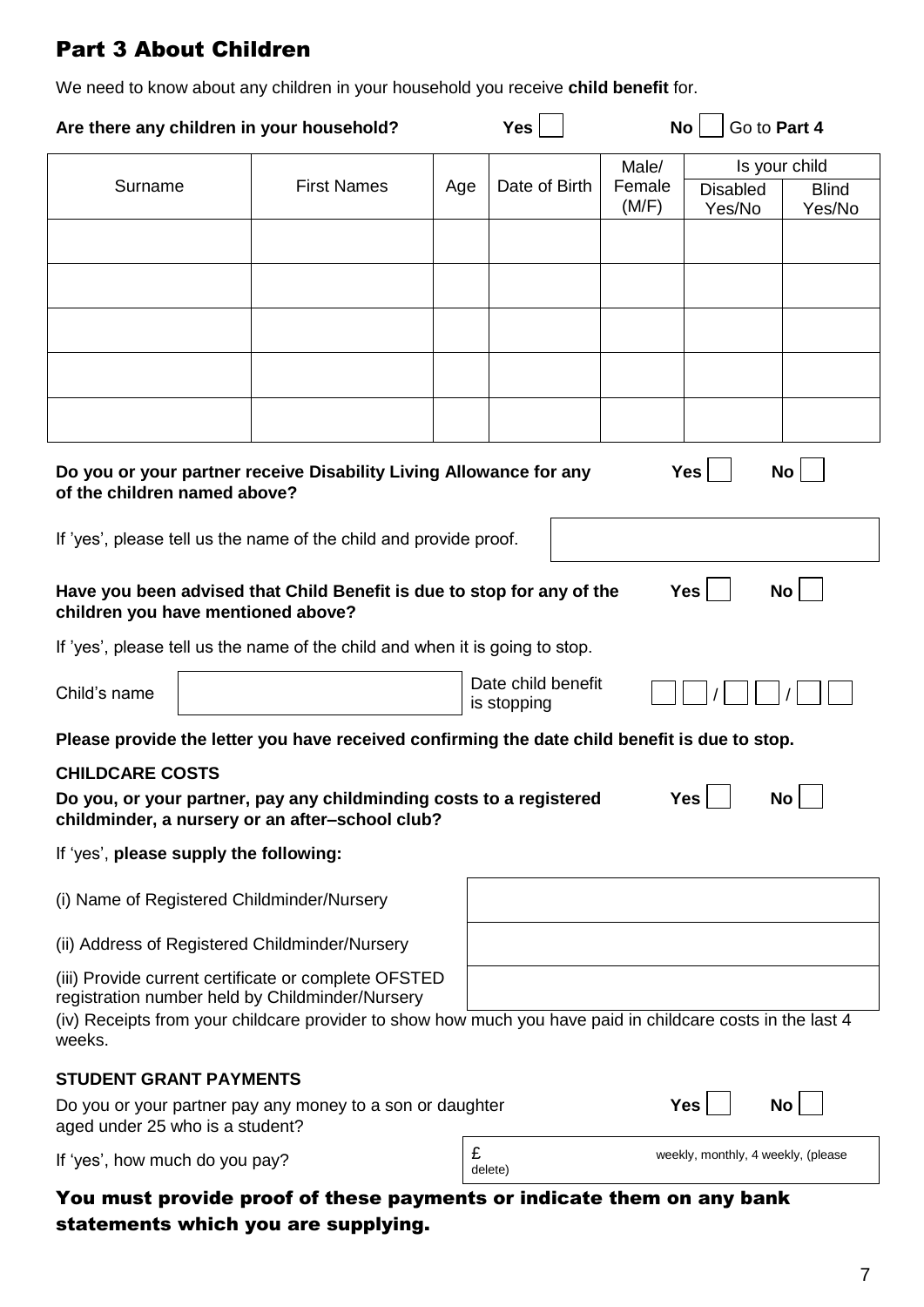## Part 3 About Children

We need to know about any children in your household you receive **child benefit** for.

**Are there any children in your household?** **Yes** ☐ **No** ☐ Go to **Part 4**

| Surname | First Names | Age | Date of Birth | Male/ Female (M/F) | Is your child | |
|---|---|---|---|---|---|---|
| | | | | | Disabled Yes/No | Blind Yes/No |
| | | | | | | |
| | | | | | | |
| | | | | | | |
| | | | | | | |
| | | | | | | |

**Do you or your partner receive Disability Living Allowance for any of the children named above?** **Yes** ☐ **No** ☐

If 'yes', please tell us the name of the child and provide proof. ☐

**Have you been advised that Child Benefit is due to stop for any of the children you have mentioned above?** **Yes** ☐ **No** ☐

If 'yes', please tell us the name of the child and when it is going to stop.

Child's name ☐ Date child benefit is stopping ☐☐ / ☐☐ / ☐☐

**Please provide the letter you have received confirming the date child benefit is due to stop.**

**CHILDCARE COSTS**

**Do you, or your partner, pay any childminding costs to a registered childminder, a nursery or an after–school club?** **Yes** ☐ **No** ☐

If 'yes', **please supply the following:**

(i) Name of Registered Childminder/Nursery ☐

(ii) Address of Registered Childminder/Nursery ☐

(iii) Provide current certificate or complete OFSTED registration number held by Childminder/Nursery ☐

(iv) Receipts from your childcare provider to show how much you have paid in childcare costs in the last 4 weeks.

**STUDENT GRANT PAYMENTS**

Do you or your partner pay any money to a son or daughter aged under 25 who is a student? **Yes** ☐ **No** ☐

If 'yes', how much do you pay? £ weekly, monthly, 4 weekly, (please delete)

**You must provide proof of these payments or indicate them on any bank statements which you are supplying.**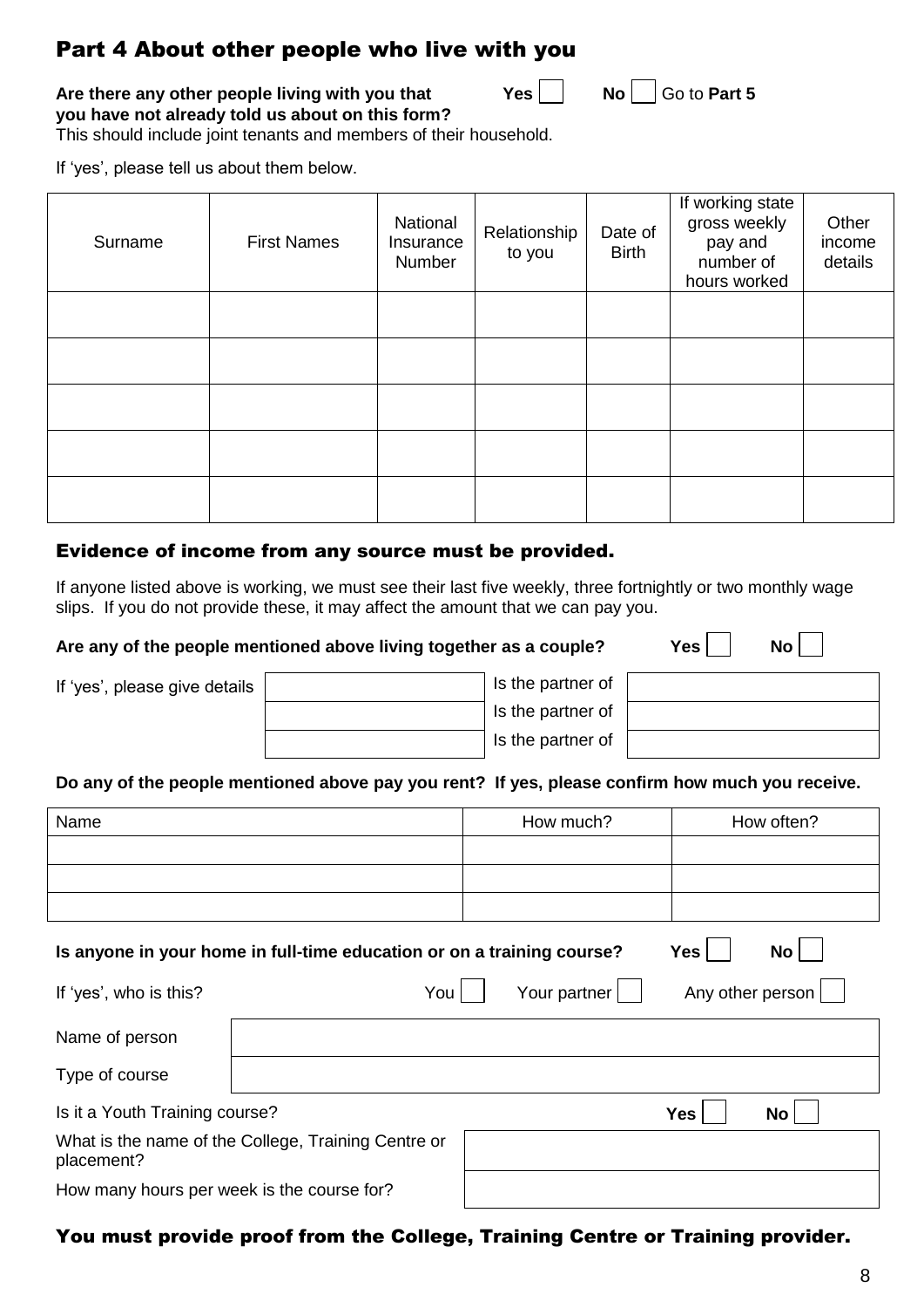## Part 4 About other people who live with you

**Are there any other people living with you that you have not already told us about on this form?** **Yes** ☐ **No** ☐ Go to **Part 5**

This should include joint tenants and members of their household.

If 'yes', please tell us about them below.

| Surname | First Names | National Insurance Number | Relationship to you | Date of Birth | If working state gross weekly pay and number of hours worked | Other income details |
|---|---|---|---|---|---|---|
| | | | | | | |
| | | | | | | |
| | | | | | | |
| | | | | | | |
| | | | | | | |

### Evidence of income from any source must be provided.

If anyone listed above is working, we must see their last five weekly, three fortnightly or two monthly wage slips. If you do not provide these, it may affect the amount that we can pay you.

**Are any of the people mentioned above living together as a couple?** **Yes** ☐ **No** ☐

If 'yes', please give details

| | | |
|---|---|---|
| | Is the partner of | |
| | Is the partner of | |
| | Is the partner of | |

**Do any of the people mentioned above pay you rent? If yes, please confirm how much you receive.**

| Name | How much? | How often? |
|---|---|---|
| | | |
| | | |
| | | |

**Is anyone in your home in full-time education or on a training course?** **Yes** ☐ **No** ☐

If 'yes', who is this? You ☐ Your partner ☐ Any other person ☐

| | |
|---|---|
| Name of person | |
| Type of course | |

Is it a Youth Training course? **Yes** ☐ **No** ☐

| | |
|---|---|
| What is the name of the College, Training Centre or placement? | |
| How many hours per week is the course for? | |

### You must provide proof from the College, Training Centre or Training provider.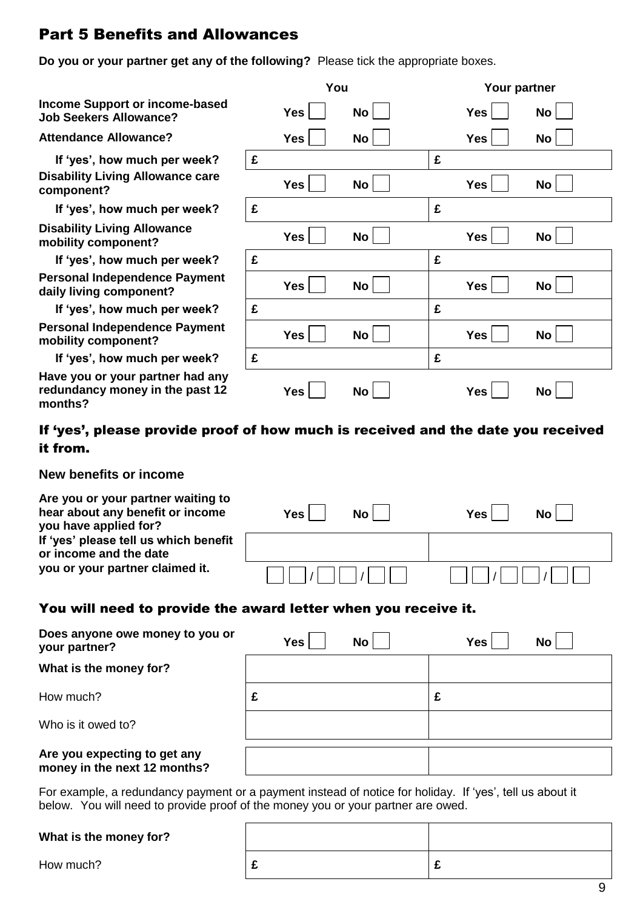## Part 5 Benefits and Allowances

**Do you or your partner get any of the following?** Please tick the appropriate boxes.

| | You | | Your partner | |
|---|---|---|---|---|
| **Income Support or income-based Job Seekers Allowance?** | **Yes** ☐ | **No** ☐ | **Yes** ☐ | **No** ☐ |
| **Attendance Allowance?** | **Yes** ☐ | **No** ☐ | **Yes** ☐ | **No** ☐ |
| **If 'yes', how much per week?** | **£** | | **£** | |
| **Disability Living Allowance care component?** | **Yes** ☐ | **No** ☐ | **Yes** ☐ | **No** ☐ |
| **If 'yes', how much per week?** | **£** | | **£** | |
| **Disability Living Allowance mobility component?** | **Yes** ☐ | **No** ☐ | **Yes** ☐ | **No** ☐ |
| **If 'yes', how much per week?** | **£** | | **£** | |
| **Personal Independence Payment daily living component?** | **Yes** ☐ | **No** ☐ | **Yes** ☐ | **No** ☐ |
| **If 'yes', how much per week?** | **£** | | **£** | |
| **Personal Independence Payment mobility component?** | **Yes** ☐ | **No** ☐ | **Yes** ☐ | **No** ☐ |
| **If 'yes', how much per week?** | **£** | | **£** | |
| **Have you or your partner had any redundancy money in the past 12 months?** | **Yes** ☐ | **No** ☐ | **Yes** ☐ | **No** ☐ |

### If 'yes', please provide proof of how much is received and the date you received it from.

**New benefits or income**

| | You | | Your partner | |
|---|---|---|---|---|
| **Are you or your partner waiting to hear about any benefit or income you have applied for?** | **Yes** ☐ | **No** ☐ | **Yes** ☐ | **No** ☐ |
| **If 'yes' please tell us which benefit or income and the date** | | | | |
| **you or your partner claimed it.** | ☐☐/☐☐/☐☐ | | ☐☐/☐☐/☐☐ | |

### You will need to provide the award letter when you receive it.

| | You | | Your partner | |
|---|---|---|---|---|
| **Does anyone owe money to you or your partner?** | **Yes** ☐ | **No** ☐ | **Yes** ☐ | **No** ☐ |
| **What is the money for?** | | | | |
| How much? | **£** | | **£** | |
| Who is it owed to? | | | | |
| **Are you expecting to get any money in the next 12 months?** | | | | |

For example, a redundancy payment or a payment instead of notice for holiday. If 'yes', tell us about it below. You will need to provide proof of the money you or your partner are owed.

| | You | Your partner |
|---|---|---|
| **What is the money for?** | | |
| How much? | **£** | **£** |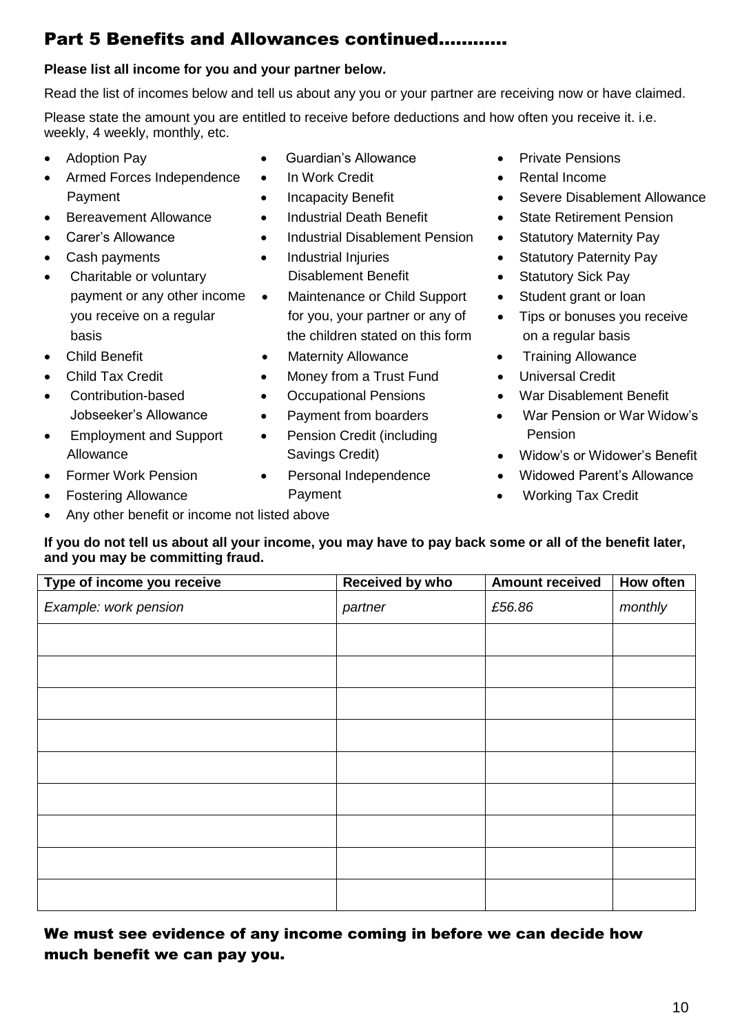## Part 5 Benefits and Allowances continued...........

**Please list all income for you and your partner below.**

Read the list of incomes below and tell us about any you or your partner are receiving now or have claimed.

Please state the amount you are entitled to receive before deductions and how often you receive it. i.e. weekly, 4 weekly, monthly, etc.

- Adoption Pay
- Armed Forces Independence Payment
- Bereavement Allowance
- Carer's Allowance
- Cash payments
- Charitable or voluntary payment or any other income you receive on a regular basis
- Child Benefit
- Child Tax Credit
- Contribution-based Jobseeker's Allowance
- Employment and Support Allowance
- Former Work Pension
- Fostering Allowance
- Guardian's Allowance
- In Work Credit
- Incapacity Benefit
- Industrial Death Benefit
- Industrial Disablement Pension
- Industrial Injuries Disablement Benefit
- Maintenance or Child Support for you, your partner or any of the children stated on this form
- Maternity Allowance
- Money from a Trust Fund
- Occupational Pensions
- Payment from boarders
- Pension Credit (including Savings Credit)
- Personal Independence Payment
- Private Pensions
- Rental Income
- Severe Disablement Allowance
- State Retirement Pension
- Statutory Maternity Pay
- Statutory Paternity Pay
- Statutory Sick Pay
- Student grant or loan
- Tips or bonuses you receive on a regular basis
- Training Allowance
- Universal Credit
- War Disablement Benefit
- War Pension or War Widow's Pension
- Widow's or Widower's Benefit
- Widowed Parent's Allowance
- Working Tax Credit
- Any other benefit or income not listed above

**If you do not tell us about all your income, you may have to pay back some or all of the benefit later, and you may be committing fraud.**

| Type of income you receive | Received by who | Amount received | How often |
|---|---|---|---|
| *Example: work pension* | *partner* | *£56.86* | *monthly* |
| | | | |
| | | | |
| | | | |
| | | | |
| | | | |
| | | | |
| | | | |
| | | | |
| | | | |

**We must see evidence of any income coming in before we can decide how much benefit we can pay you.**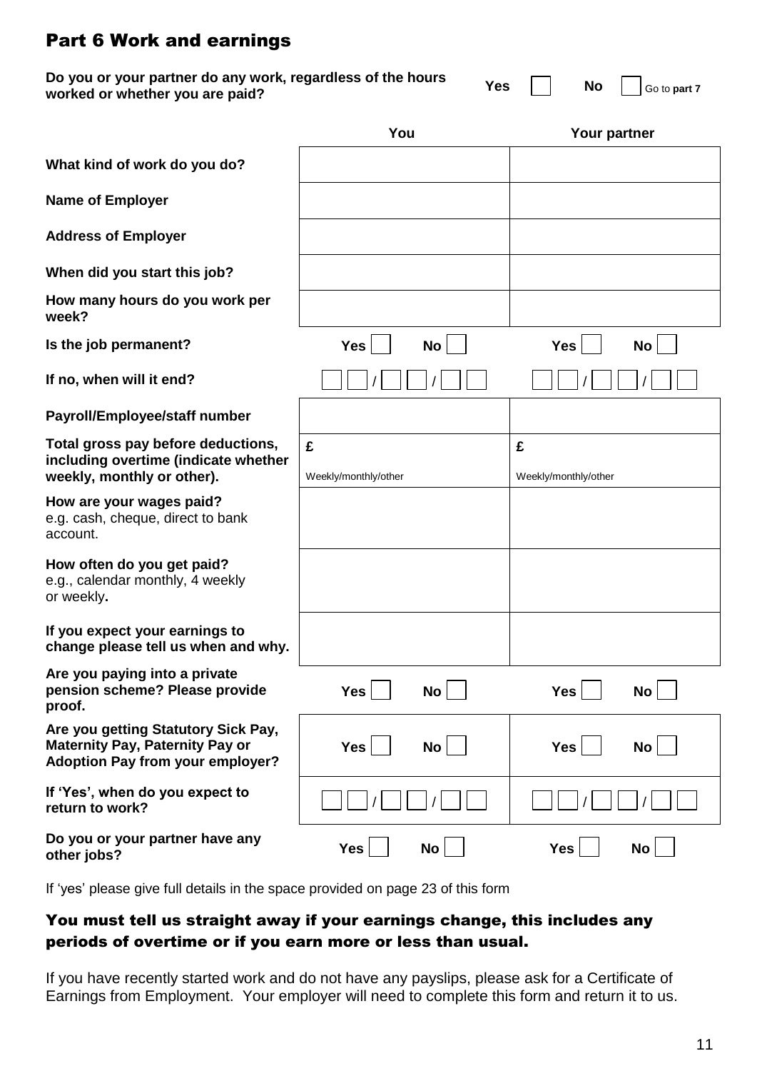## Part 6 Work and earnings

**Do you or your partner do any work, regardless of the hours worked or whether you are paid?** **Yes** ☐ **No** ☐ Go to **part 7**

| | You | Your partner |
|---|---|---|
| **What kind of work do you do?** | | |
| **Name of Employer** | | |
| **Address of Employer** | | |
| **When did you start this job?** | | |
| **How many hours do you work per week?** | | |
| **Is the job permanent?** | **Yes** ☐ **No** ☐ | **Yes** ☐ **No** ☐ |
| **If no, when will it end?** | ☐☐ / ☐☐ / ☐☐ | ☐☐ / ☐☐ / ☐☐ |
| **Payroll/Employee/staff number** | | |
| **Total gross pay before deductions, including overtime (indicate whether weekly, monthly or other).** | £ Weekly/monthly/other | £ Weekly/monthly/other |
| **How are your wages paid?** e.g. cash, cheque, direct to bank account. | | |
| **How often do you get paid?** e.g., calendar monthly, 4 weekly or weekly**.** | | |
| **If you expect your earnings to change please tell us when and why.** | | |
| **Are you paying into a private pension scheme? Please provide proof.** | **Yes** ☐ **No** ☐ | **Yes** ☐ **No** ☐ |
| **Are you getting Statutory Sick Pay, Maternity Pay, Paternity Pay or Adoption Pay from your employer?** | **Yes** ☐ **No** ☐ | **Yes** ☐ **No** ☐ |
| **If 'Yes', when do you expect to return to work?** | ☐☐ / ☐☐ / ☐☐ | ☐☐ / ☐☐ / ☐☐ |
| **Do you or your partner have any other jobs?** | **Yes** ☐ **No** ☐ | **Yes** ☐ **No** ☐ |

If 'yes' please give full details in the space provided on page 23 of this form

### You must tell us straight away if your earnings change, this includes any periods of overtime or if you earn more or less than usual.

If you have recently started work and do not have any payslips, please ask for a Certificate of Earnings from Employment. Your employer will need to complete this form and return it to us.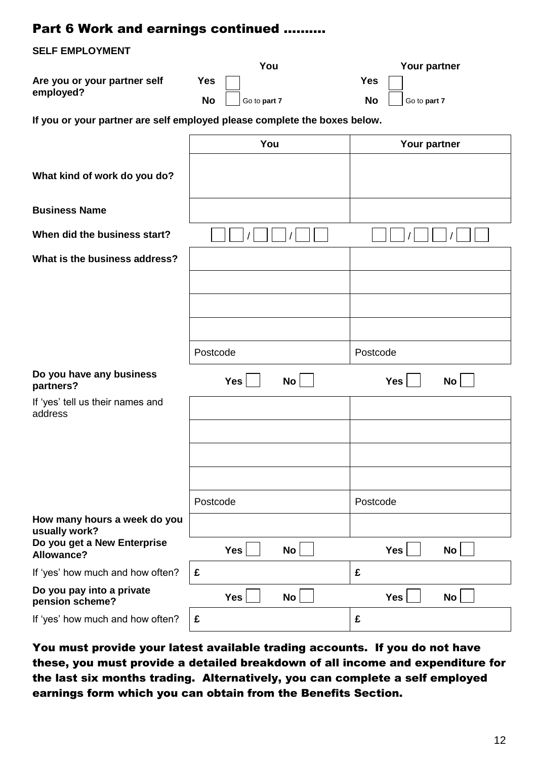## Part 6 Work and earnings continued ……….

**SELF EMPLOYMENT**

| | You | Your partner |
|---|---|---|
| **Are you or your partner self employed?** | **Yes** ☐ | **Yes** ☐ |
| | **No** ☐ Go to **part 7** | **No** ☐ Go to **part 7** |

**If you or your partner are self employed please complete the boxes below.**

| | You | Your partner |
|---|---|---|
| **What kind of work do you do?** | | |
| **Business Name** | | |
| **When did the business start?** | ☐☐ / ☐☐ / ☐☐ | ☐☐ / ☐☐ / ☐☐ |
| **What is the business address?** | | |
| | | |
| | | |
| | | |
| | Postcode | Postcode |
| **Do you have any business partners?** | **Yes** ☐ **No** ☐ | **Yes** ☐ **No** ☐ |
| If 'yes' tell us their names and address | | |
| | | |
| | | |
| | | |
| | Postcode | Postcode |
| **How many hours a week do you usually work?** | | |
| **Do you get a New Enterprise Allowance?** | **Yes** ☐ **No** ☐ | **Yes** ☐ **No** ☐ |
| If 'yes' how much and how often? | £ | £ |
| **Do you pay into a private pension scheme?** | **Yes** ☐ **No** ☐ | **Yes** ☐ **No** ☐ |
| If 'yes' how much and how often? | £ | £ |

**You must provide your latest available trading accounts. If you do not have these, you must provide a detailed breakdown of all income and expenditure for the last six months trading. Alternatively, you can complete a self employed earnings form which you can obtain from the Benefits Section.**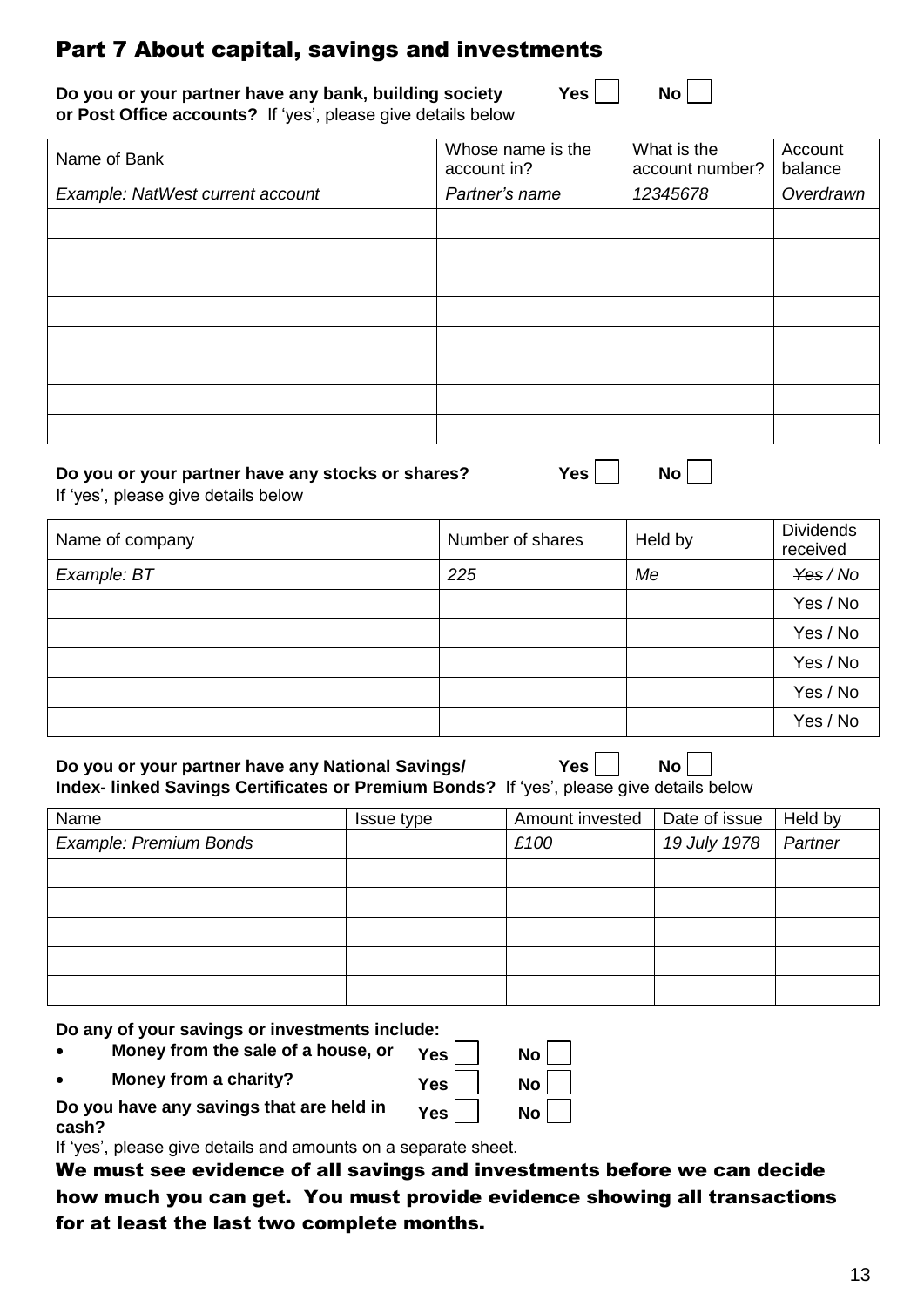## Part 7 About capital, savings and investments

**Do you or your partner have any bank, building society or Post Office accounts?** If 'yes', please give details below    **Yes** ☐    **No** ☐

| Name of Bank | Whose name is the account in? | What is the account number? | Account balance |
|---|---|---|---|
| *Example: NatWest current account* | *Partner's name* | *12345678* | *Overdrawn* |
| | | | |
| | | | |
| | | | |
| | | | |
| | | | |
| | | | |
| | | | |
| | | | |

**Do you or your partner have any stocks or shares?**    **Yes** ☐    **No** ☐

If 'yes', please give details below

| Name of company | Number of shares | Held by | Dividends received |
|---|---|---|---|
| *Example: BT* | *225* | *Me* | ~~*Yes*~~ */ No* |
| | | | Yes / No |
| | | | Yes / No |
| | | | Yes / No |
| | | | Yes / No |
| | | | Yes / No |

**Do you or your partner have any National Savings/ Index- linked Savings Certificates or Premium Bonds?** If 'yes', please give details below    **Yes** ☐    **No** ☐

| Name | Issue type | Amount invested | Date of issue | Held by |
|---|---|---|---|---|
| *Example: Premium Bonds* | | *£100* | *19 July 1978* | *Partner* |
| | | | | |
| | | | | |
| | | | | |
| | | | | |
| | | | | |

**Do any of your savings or investments include:**

- **Money from the sale of a house, or**    **Yes** ☐    **No** ☐
- **Money from a charity?**    **Yes** ☐    **No** ☐

**Do you have any savings that are held in cash?**    **Yes** ☐    **No** ☐

If 'yes', please give details and amounts on a separate sheet.

**We must see evidence of all savings and investments before we can decide how much you can get. You must provide evidence showing all transactions for at least the last two complete months.**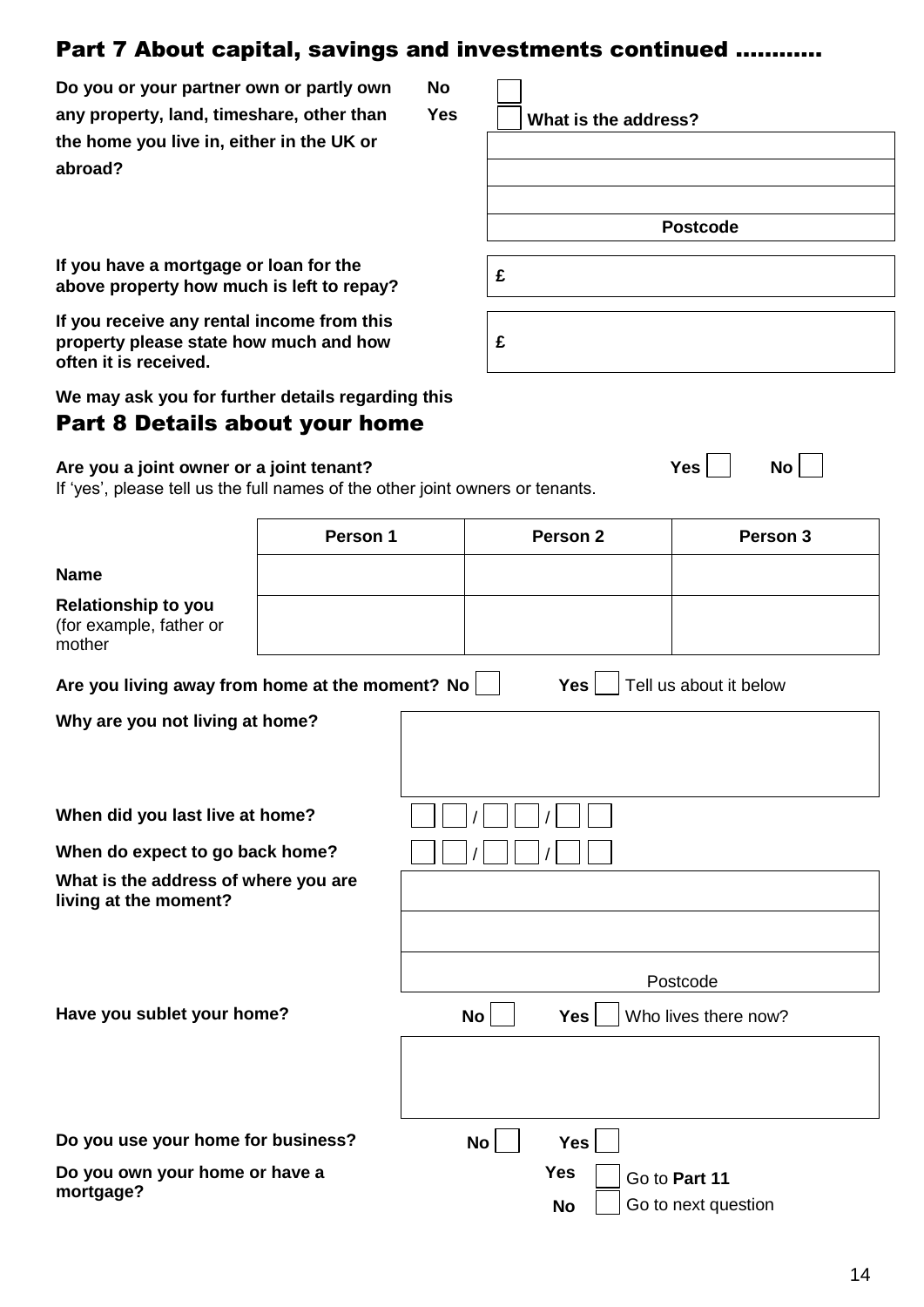## Part 7 About capital, savings and investments continued ...........

**Do you or your partner own or partly own any property, land, timeshare, other than the home you live in, either in the UK or abroad?**

**No** ☐
**Yes** ☐ **What is the address?**

**Postcode**

**If you have a mortgage or loan for the above property how much is left to repay?** **£**

**If you receive any rental income from this property please state how much and how often it is received.** **£**

**We may ask you for further details regarding this**

## Part 8 Details about your home

**Are you a joint owner or a joint tenant?** **Yes** ☐ **No** ☐

If 'yes', please tell us the full names of the other joint owners or tenants.

| | Person 1 | Person 2 | Person 3 |
|---|---|---|---|
| **Name** | | | |
| **Relationship to you** (for example, father or mother | | | |

**Are you living away from home at the moment? No** ☐ **Yes** ☐ Tell us about it below

**Why are you not living at home?**

**When did you last live at home?** ☐☐ / ☐☐ / ☐☐

**When do expect to go back home?** ☐☐ / ☐☐ / ☐☐

**What is the address of where you are living at the moment?**

Postcode

**Have you sublet your home?** **No** ☐ **Yes** ☐ Who lives there now?

**Do you use your home for business?** **No** ☐ **Yes** ☐

**Do you own your home or have a mortgage?**

**Yes** ☐ Go to **Part 11**
**No** ☐ Go to next question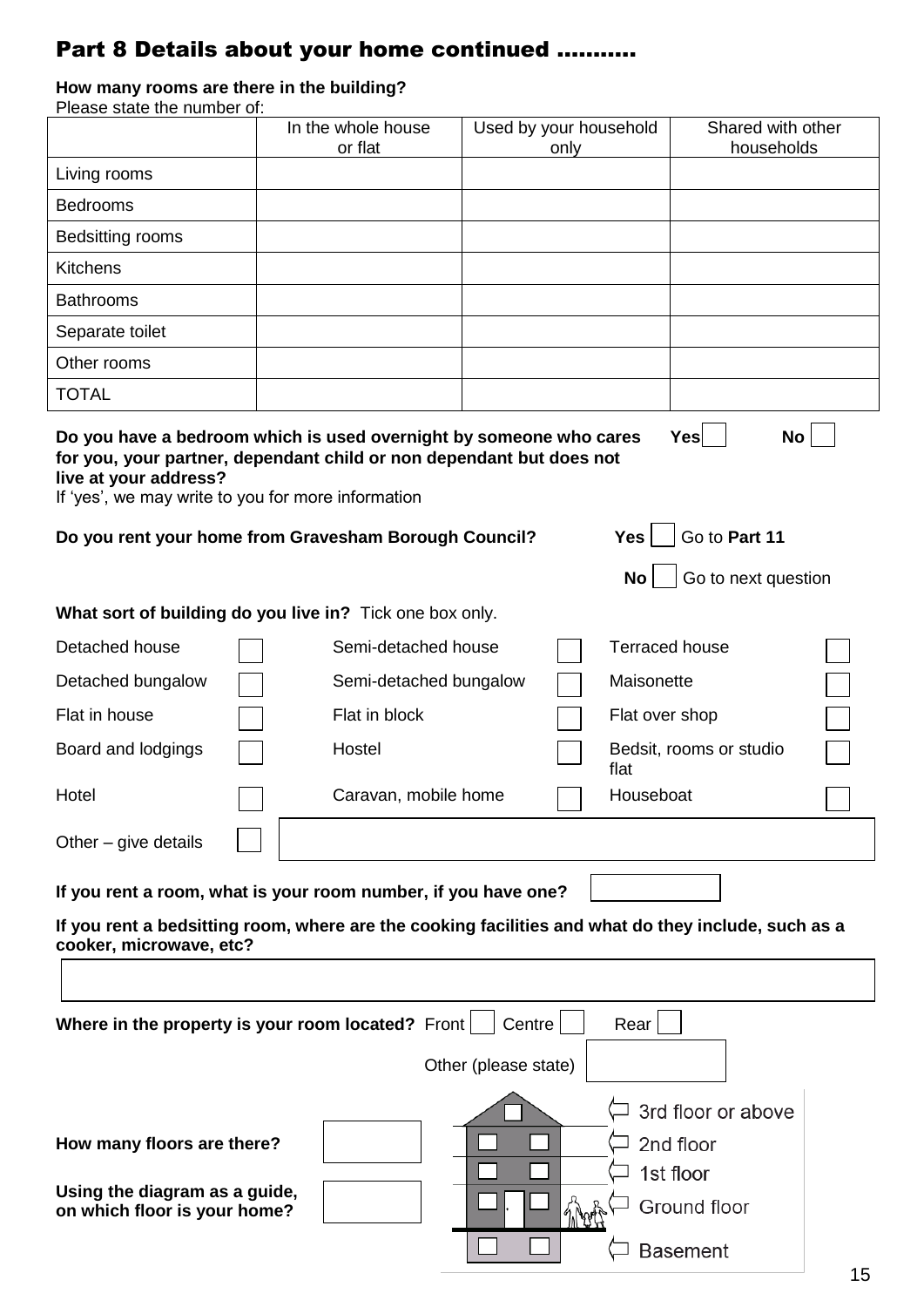# Part 8 Details about your home continued ..........

**How many rooms are there in the building?**

Please state the number of:

| | In the whole house or flat | Used by your household only | Shared with other households |
|---|---|---|---|
| Living rooms | | | |
| Bedrooms | | | |
| Bedsitting rooms | | | |
| Kitchens | | | |
| Bathrooms | | | |
| Separate toilet | | | |
| Other rooms | | | |
| TOTAL | | | |

**Do you have a bedroom which is used overnight by someone who cares for you, your partner, dependant child or non dependant but does not live at your address?** **Yes** ☐ **No** ☐

If 'yes', we may write to you for more information

**Do you rent your home from Gravesham Borough Council?** **Yes** ☐ Go to **Part 11**

**No** ☐ Go to next question

**What sort of building do you live in?** Tick one box only.

| | | | | | |
|---|---|---|---|---|---|
| Detached house | ☐ | Semi-detached house | ☐ | Terraced house | ☐ |
| Detached bungalow | ☐ | Semi-detached bungalow | ☐ | Maisonette | ☐ |
| Flat in house | ☐ | Flat in block | ☐ | Flat over shop | ☐ |
| Board and lodgings | ☐ | Hostel | ☐ | Bedsit, rooms or studio flat | ☐ |
| Hotel | ☐ | Caravan, mobile home | ☐ | Houseboat | ☐ |
| Other – give details | ☐ | | | | |

**If you rent a room, what is your room number, if you have one?** ☐

**If you rent a bedsitting room, where are the cooking facilities and what do they include, such as a cooker, microwave, etc?**

**Where in the property is your room located?** Front ☐ Centre ☐ Rear ☐

Other (please state) ☐

**How many floors are there?** ☐

**Using the diagram as a guide, on which floor is your home?** ☐

3rd floor or above
2nd floor
1st floor
Ground floor
Basement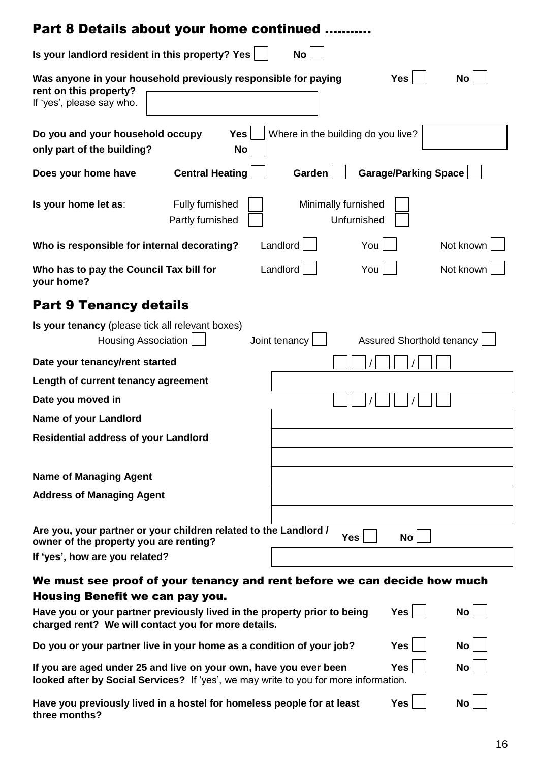## Part 8 Details about your home continued ……….

**Is your landlord resident in this property?** **Yes** ☐ **No** ☐

**Was anyone in your household previously responsible for paying rent on this property?** **Yes** ☐ **No** ☐

If 'yes', please say who. ____________________

**Do you and your household occupy only part of the building?** **Yes** ☐ **No** ☐ Where in the building do you live? ____________________

**Does your home have** **Central Heating** ☐ **Garden** ☐ **Garage/Parking Space** ☐

**Is your home let as**: Fully furnished ☐ Minimally furnished ☐ Partly furnished ☐ Unfurnished ☐

**Who is responsible for internal decorating?** Landlord ☐ You ☐ Not known ☐

**Who has to pay the Council Tax bill for your home?** Landlord ☐ You ☐ Not known ☐

## Part 9 Tenancy details

**Is your tenancy** (please tick all relevant boxes)

Housing Association ☐ Joint tenancy ☐ Assured Shorthold tenancy ☐

| | |
|---|---|
| **Date your tenancy/rent started** | __ __ / __ __ / __ __ |
| **Length of current tenancy agreement** | |
| **Date you moved in** | __ __ / __ __ / __ __ |
| **Name of your Landlord** | |
| **Residential address of your Landlord** | |
| | |
| **Name of Managing Agent** | |
| **Address of Managing Agent** | |
| | |

**Are you, your partner or your children related to the Landlord / owner of the property you are renting?** **Yes** ☐ **No** ☐

**If 'yes', how are you related?** ____________________

### We must see proof of your tenancy and rent before we can decide how much Housing Benefit we can pay you.

**Have you or your partner previously lived in the property prior to being charged rent? We will contact you for more details.** **Yes** ☐ **No** ☐

**Do you or your partner live in your home as a condition of your job?** **Yes** ☐ **No** ☐

**If you are aged under 25 and live on your own, have you ever been looked after by Social Services?** If 'yes', we may write to you for more information. **Yes** ☐ **No** ☐

**Have you previously lived in a hostel for homeless people for at least three months?** **Yes** ☐ **No** ☐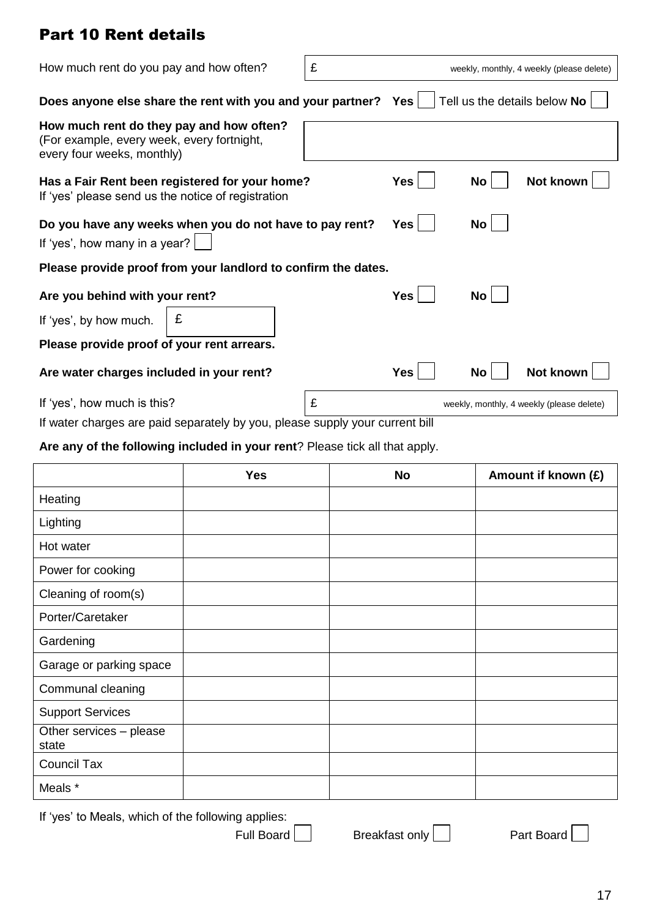## Part 10 Rent details

How much rent do you pay and how often? £ ______ weekly, monthly, 4 weekly (please delete)

**Does anyone else share the rent with you and your partner?** **Yes** ☐ Tell us the details below **No** ☐

**How much rent do they pay and how often?**
(For example, every week, every fortnight, every four weeks, monthly)

______

**Has a Fair Rent been registered for your home?** **Yes** ☐ **No** ☐ **Not known** ☐
If 'yes' please send us the notice of registration

**Do you have any weeks when you do not have to pay rent?** **Yes** ☐ **No** ☐
If 'yes', how many in a year? ☐

**Please provide proof from your landlord to confirm the dates.**

**Are you behind with your rent?** **Yes** ☐ **No** ☐

If 'yes', by how much. £ ______

**Please provide proof of your rent arrears.**

**Are water charges included in your rent?** **Yes** ☐ **No** ☐ **Not known** ☐

If 'yes', how much is this? £ ______ weekly, monthly, 4 weekly (please delete)

If water charges are paid separately by you, please supply your current bill

**Are any of the following included in your rent**? Please tick all that apply.

| | Yes | No | Amount if known (£) |
|---|---|---|---|
| Heating | | | |
| Lighting | | | |
| Hot water | | | |
| Power for cooking | | | |
| Cleaning of room(s) | | | |
| Porter/Caretaker | | | |
| Gardening | | | |
| Garage or parking space | | | |
| Communal cleaning | | | |
| Support Services | | | |
| Other services – please state | | | |
| Council Tax | | | |
| Meals * | | | |

If 'yes' to Meals, which of the following applies:

Full Board ☐ Breakfast only ☐ Part Board ☐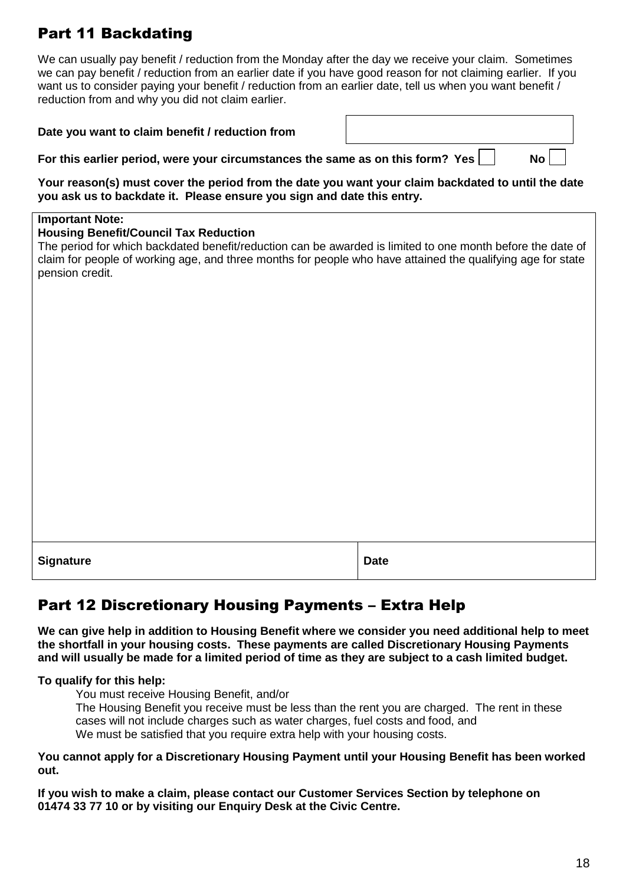## Part 11 Backdating

We can usually pay benefit / reduction from the Monday after the day we receive your claim. Sometimes we can pay benefit / reduction from an earlier date if you have good reason for not claiming earlier. If you want us to consider paying your benefit / reduction from an earlier date, tell us when you want benefit / reduction from and why you did not claim earlier.

**Date you want to claim benefit / reduction from** ____________________

**For this earlier period, were your circumstances the same as on this form? Yes** ☐ **No** ☐

**Your reason(s) must cover the period from the date you want your claim backdated to until the date you ask us to backdate it. Please ensure you sign and date this entry.**

**Important Note:**
**Housing Benefit/Council Tax Reduction**
The period for which backdated benefit/reduction can be awarded is limited to one month before the date of claim for people of working age, and three months for people who have attained the qualifying age for state pension credit.

| **Signature** | **Date** |
|---|---|
| | |

## Part 12 Discretionary Housing Payments – Extra Help

**We can give help in addition to Housing Benefit where we consider you need additional help to meet the shortfall in your housing costs. These payments are called Discretionary Housing Payments and will usually be made for a limited period of time as they are subject to a cash limited budget.**

**To qualify for this help:**

You must receive Housing Benefit, and/or
The Housing Benefit you receive must be less than the rent you are charged. The rent in these cases will not include charges such as water charges, fuel costs and food, and
We must be satisfied that you require extra help with your housing costs.

**You cannot apply for a Discretionary Housing Payment until your Housing Benefit has been worked out.**

**If you wish to make a claim, please contact our Customer Services Section by telephone on 01474 33 77 10 or by visiting our Enquiry Desk at the Civic Centre.**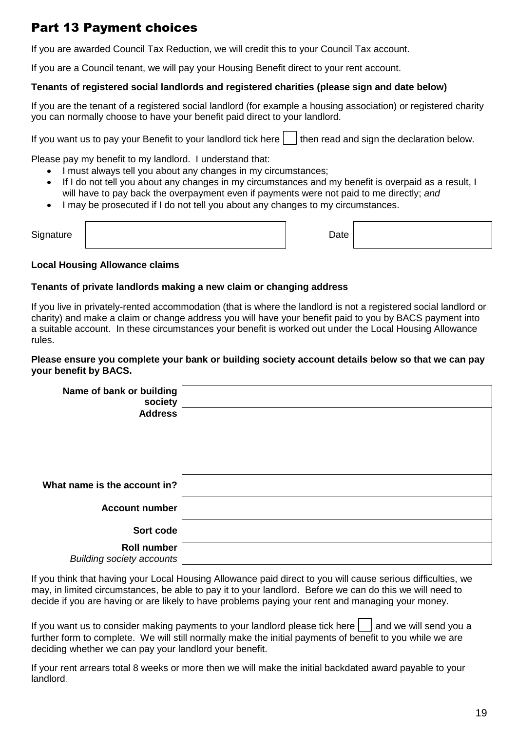## Part 13 Payment choices

If you are awarded Council Tax Reduction, we will credit this to your Council Tax account.

If you are a Council tenant, we will pay your Housing Benefit direct to your rent account.

**Tenants of registered social landlords and registered charities (please sign and date below)**

If you are the tenant of a registered social landlord (for example a housing association) or registered charity you can normally choose to have your benefit paid direct to your landlord.

If you want us to pay your Benefit to your landlord tick here ☐ then read and sign the declaration below.

Please pay my benefit to my landlord. I understand that:

- I must always tell you about any changes in my circumstances;
- If I do not tell you about any changes in my circumstances and my benefit is overpaid as a result, I will have to pay back the overpayment even if payments were not paid to me directly; *and*
- I may be prosecuted if I do not tell you about any changes to my circumstances.

| Signature | | Date | |
|---|---|---|---|

**Local Housing Allowance claims**

**Tenants of private landlords making a new claim or changing address**

If you live in privately-rented accommodation (that is where the landlord is not a registered social landlord or charity) and make a claim or change address you will have your benefit paid to you by BACS payment into a suitable account. In these circumstances your benefit is worked out under the Local Housing Allowance rules.

**Please ensure you complete your bank or building society account details below so that we can pay your benefit by BACS.**

| | |
|---|---|
| **Name of bank or building society** | |
| **Address** | |
| **What name is the account in?** | |
| **Account number** | |
| **Sort code** | |
| **Roll number** *Building society accounts* | |

If you think that having your Local Housing Allowance paid direct to you will cause serious difficulties, we may, in limited circumstances, be able to pay it to your landlord. Before we can do this we will need to decide if you are having or are likely to have problems paying your rent and managing your money.

If you want us to consider making payments to your landlord please tick here ☐ and we will send you a further form to complete. We will still normally make the initial payments of benefit to you while we are deciding whether we can pay your landlord your benefit.

If your rent arrears total 8 weeks or more then we will make the initial backdated award payable to your landlord.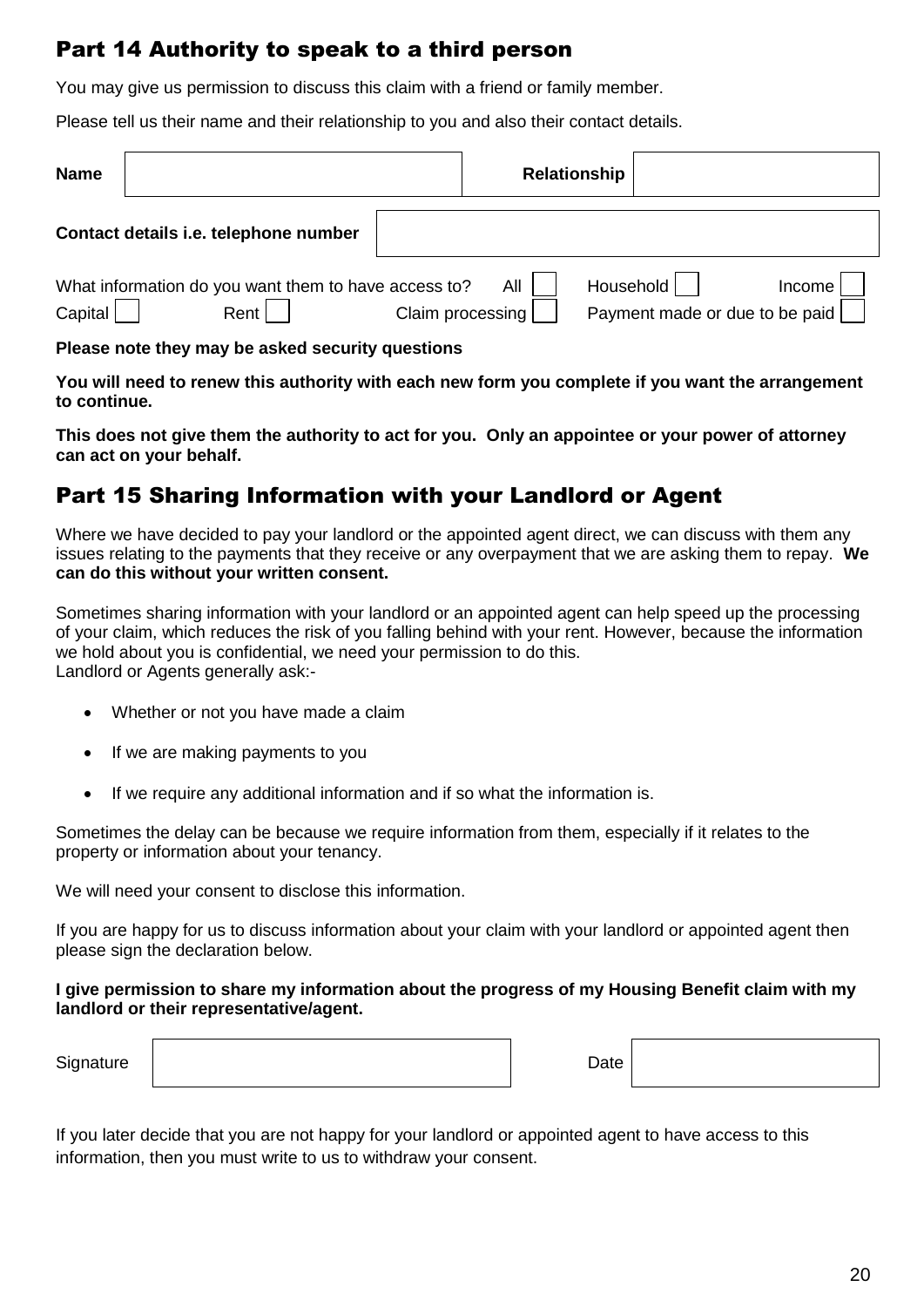## Part 14 Authority to speak to a third person

You may give us permission to discuss this claim with a friend or family member.

Please tell us their name and their relationship to you and also their contact details.

| **Name** | | **Relationship** | |
|---|---|---|---|

| **Contact details i.e. telephone number** | |
|---|---|

What information do you want them to have access to? All ☐ Household ☐ Income ☐ Capital ☐ Rent ☐ Claim processing ☐ Payment made or due to be paid ☐

**Please note they may be asked security questions**

**You will need to renew this authority with each new form you complete if you want the arrangement to continue.**

**This does not give them the authority to act for you. Only an appointee or your power of attorney can act on your behalf.**

## Part 15 Sharing Information with your Landlord or Agent

Where we have decided to pay your landlord or the appointed agent direct, we can discuss with them any issues relating to the payments that they receive or any overpayment that we are asking them to repay. **We can do this without your written consent.**

Sometimes sharing information with your landlord or an appointed agent can help speed up the processing of your claim, which reduces the risk of you falling behind with your rent. However, because the information we hold about you is confidential, we need your permission to do this.
Landlord or Agents generally ask:-

- Whether or not you have made a claim
- If we are making payments to you
- If we require any additional information and if so what the information is.

Sometimes the delay can be because we require information from them, especially if it relates to the property or information about your tenancy.

We will need your consent to disclose this information.

If you are happy for us to discuss information about your claim with your landlord or appointed agent then please sign the declaration below.

**I give permission to share my information about the progress of my Housing Benefit claim with my landlord or their representative/agent.**

| Signature | | Date | |
|---|---|---|---|

If you later decide that you are not happy for your landlord or appointed agent to have access to this information, then you must write to us to withdraw your consent.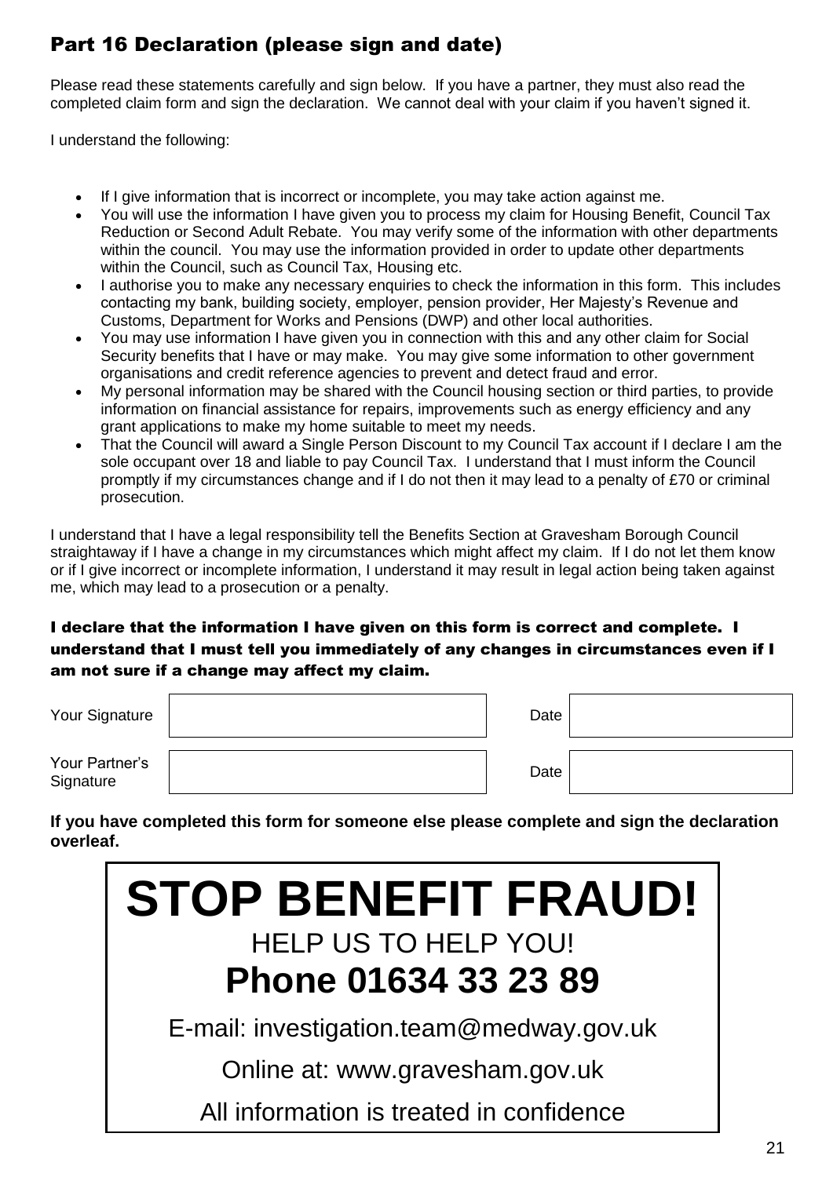## Part 16 Declaration (please sign and date)

Please read these statements carefully and sign below. If you have a partner, they must also read the completed claim form and sign the declaration. We cannot deal with your claim if you haven't signed it.

I understand the following:

- If I give information that is incorrect or incomplete, you may take action against me.
- You will use the information I have given you to process my claim for Housing Benefit, Council Tax Reduction or Second Adult Rebate. You may verify some of the information with other departments within the council. You may use the information provided in order to update other departments within the Council, such as Council Tax, Housing etc.
- I authorise you to make any necessary enquiries to check the information in this form. This includes contacting my bank, building society, employer, pension provider, Her Majesty's Revenue and Customs, Department for Works and Pensions (DWP) and other local authorities.
- You may use information I have given you in connection with this and any other claim for Social Security benefits that I have or may make. You may give some information to other government organisations and credit reference agencies to prevent and detect fraud and error.
- My personal information may be shared with the Council housing section or third parties, to provide information on financial assistance for repairs, improvements such as energy efficiency and any grant applications to make my home suitable to meet my needs.
- That the Council will award a Single Person Discount to my Council Tax account if I declare I am the sole occupant over 18 and liable to pay Council Tax. I understand that I must inform the Council promptly if my circumstances change and if I do not then it may lead to a penalty of £70 or criminal prosecution.

I understand that I have a legal responsibility tell the Benefits Section at Gravesham Borough Council straightaway if I have a change in my circumstances which might affect my claim. If I do not let them know or if I give incorrect or incomplete information, I understand it may result in legal action being taken against me, which may lead to a prosecution or a penalty.

**I declare that the information I have given on this form is correct and complete. I understand that I must tell you immediately of any changes in circumstances even if I am not sure if a change may affect my claim.**

| | | | |
|---|---|---|---|
| Your Signature | | Date | |
| Your Partner's Signature | | Date | |

**If you have completed this form for someone else please complete and sign the declaration overleaf.**

# STOP BENEFIT FRAUD!

HELP US TO HELP YOU!

**Phone 01634 33 23 89**

E-mail: investigation.team@medway.gov.uk

Online at: www.gravesham.gov.uk

All information is treated in confidence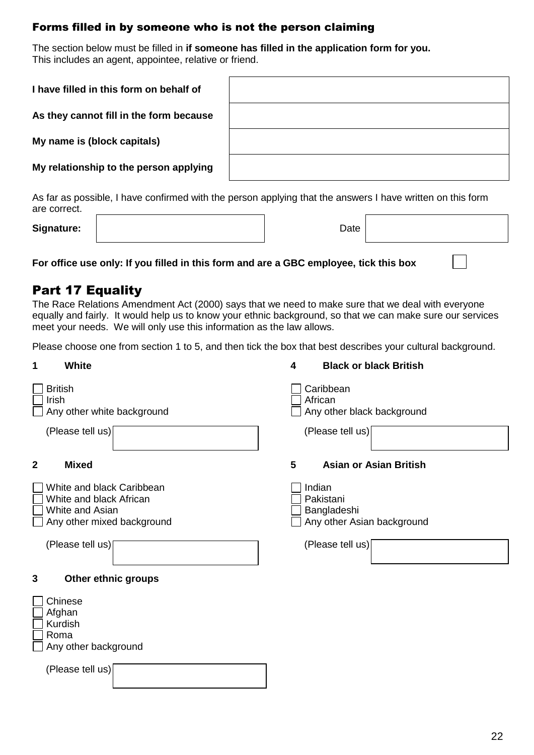## Forms filled in by someone who is not the person claiming

The section below must be filled in **if someone has filled in the application form for you.** This includes an agent, appointee, relative or friend.

| | |
|---|---|
| **I have filled in this form on behalf of** | |
| **As they cannot fill in the form because** | |
| **My name is (block capitals)** | |
| **My relationship to the person applying** | |

As far as possible, I have confirmed with the person applying that the answers I have written on this form are correct.

**Signature:** ____________ Date ____________

**For office use only: If you filled in this form and are a GBC employee, tick this box** ☐

## Part 17 Equality

The Race Relations Amendment Act (2000) says that we need to make sure that we deal with everyone equally and fairly. It would help us to know your ethnic background, so that we can make sure our services meet your needs. We will only use this information as the law allows.

Please choose one from section 1 to 5, and then tick the box that best describes your cultural background.

**1 White**

- ☐ British
- ☐ Irish
- ☐ Any other white background

(Please tell us) ____________

**2 Mixed**

- ☐ White and black Caribbean
- ☐ White and black African
- ☐ White and Asian
- ☐ Any other mixed background

(Please tell us) ____________

**3 Other ethnic groups**

- ☐ Chinese
- ☐ Afghan
- ☐ Kurdish
- ☐ Roma
- ☐ Any other background

(Please tell us) ____________

**4 Black or black British**

- ☐ Caribbean
- ☐ African
- ☐ Any other black background

(Please tell us) ____________

**5 Asian or Asian British**

- ☐ Indian
- ☐ Pakistani
- ☐ Bangladeshi
- ☐ Any other Asian background

(Please tell us) ____________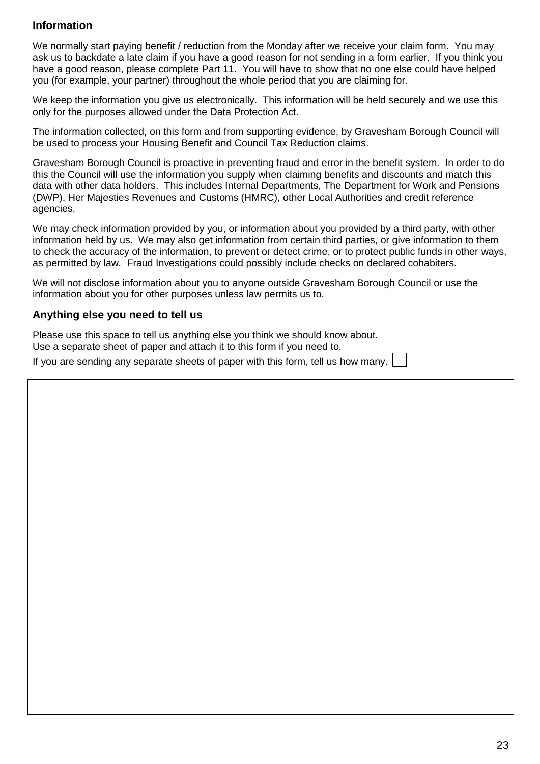## Information

We normally start paying benefit / reduction from the Monday after we receive your claim form. You may ask us to backdate a late claim if you have a good reason for not sending in a form earlier. If you think you have a good reason, please complete Part 11. You will have to show that no one else could have helped you (for example, your partner) throughout the whole period that you are claiming for.

We keep the information you give us electronically. This information will be held securely and we use this only for the purposes allowed under the Data Protection Act.

The information collected, on this form and from supporting evidence, by Gravesham Borough Council will be used to process your Housing Benefit and Council Tax Reduction claims.

Gravesham Borough Council is proactive in preventing fraud and error in the benefit system. In order to do this the Council will use the information you supply when claiming benefits and discounts and match this data with other data holders. This includes Internal Departments, The Department for Work and Pensions (DWP), Her Majesties Revenues and Customs (HMRC), other Local Authorities and credit reference agencies.

We may check information provided by you, or information about you provided by a third party, with other information held by us. We may also get information from certain third parties, or give information to them to check the accuracy of the information, to prevent or detect crime, or to protect public funds in other ways, as permitted by law. Fraud Investigations could possibly include checks on declared cohabiters.

We will not disclose information about you to anyone outside Gravesham Borough Council or use the information about you for other purposes unless law permits us to.

## Anything else you need to tell us

Please use this space to tell us anything else you think we should know about.
Use a separate sheet of paper and attach it to this form if you need to.

If you are sending any separate sheets of paper with this form, tell us how many. ☐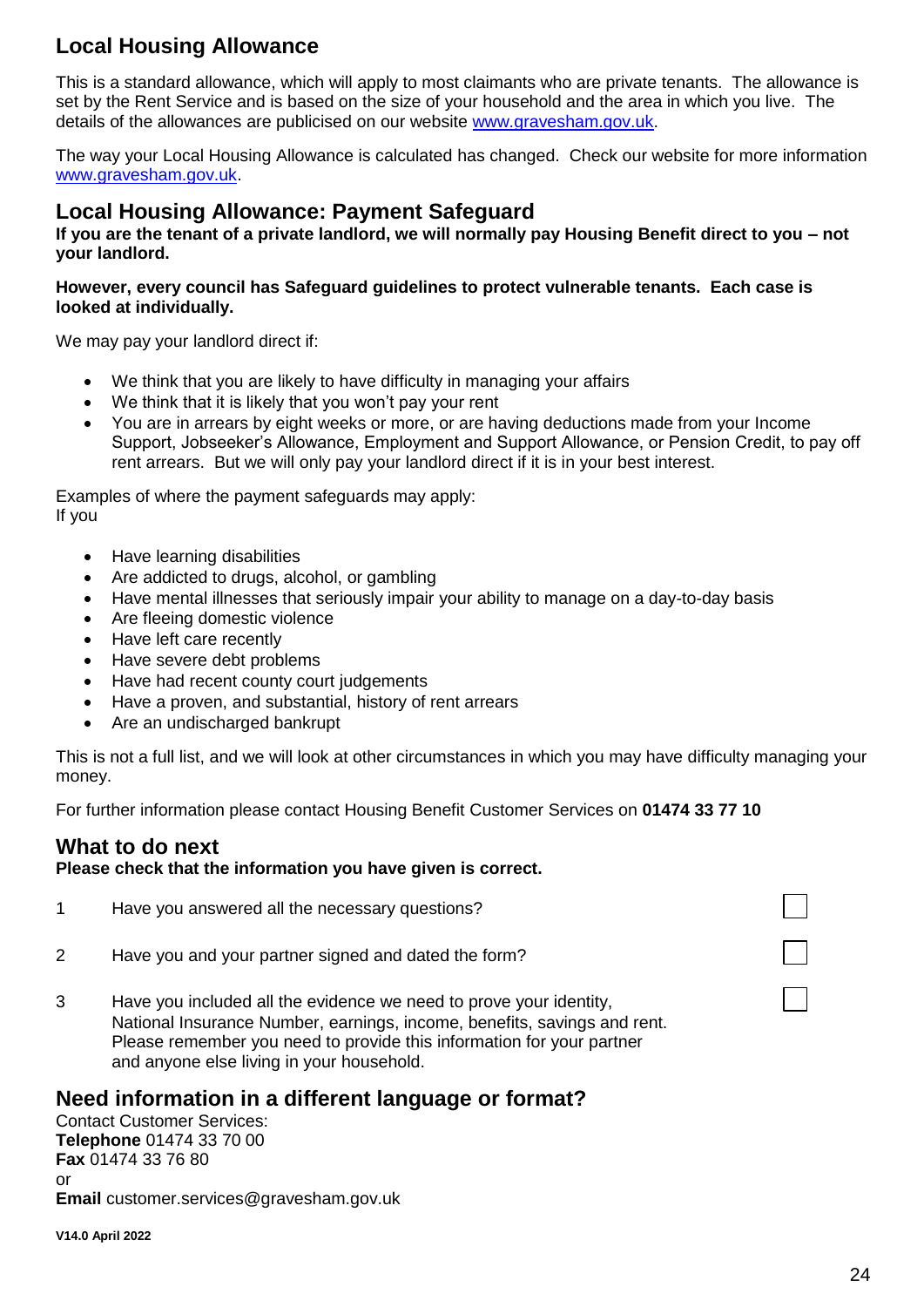## Local Housing Allowance

This is a standard allowance, which will apply to most claimants who are private tenants. The allowance is set by the Rent Service and is based on the size of your household and the area in which you live. The details of the allowances are publicised on our website [www.gravesham.gov.uk](http://www.gravesham.gov.uk).

The way your Local Housing Allowance is calculated has changed. Check our website for more information [www.gravesham.gov.uk](http://www.gravesham.gov.uk).

## Local Housing Allowance: Payment Safeguard

**If you are the tenant of a private landlord, we will normally pay Housing Benefit direct to you – not your landlord.**

**However, every council has Safeguard guidelines to protect vulnerable tenants. Each case is looked at individually.**

We may pay your landlord direct if:

- We think that you are likely to have difficulty in managing your affairs
- We think that it is likely that you won't pay your rent
- You are in arrears by eight weeks or more, or are having deductions made from your Income Support, Jobseeker's Allowance, Employment and Support Allowance, or Pension Credit, to pay off rent arrears. But we will only pay your landlord direct if it is in your best interest.

Examples of where the payment safeguards may apply:
If you

- Have learning disabilities
- Are addicted to drugs, alcohol, or gambling
- Have mental illnesses that seriously impair your ability to manage on a day-to-day basis
- Are fleeing domestic violence
- Have left care recently
- Have severe debt problems
- Have had recent county court judgements
- Have a proven, and substantial, history of rent arrears
- Are an undischarged bankrupt

This is not a full list, and we will look at other circumstances in which you may have difficulty managing your money.

For further information please contact Housing Benefit Customer Services on **01474 33 77 10**

## What to do next

**Please check that the information you have given is correct.**

1. Have you answered all the necessary questions? ☐
2. Have you and your partner signed and dated the form? ☐
3. Have you included all the evidence we need to prove your identity, National Insurance Number, earnings, income, benefits, savings and rent. Please remember you need to provide this information for your partner and anyone else living in your household. ☐

## Need information in a different language or format?

Contact Customer Services:
**Telephone** 01474 33 70 00
**Fax** 01474 33 76 80
or
**Email** customer.services@gravesham.gov.uk

**V14.0 April 2022**